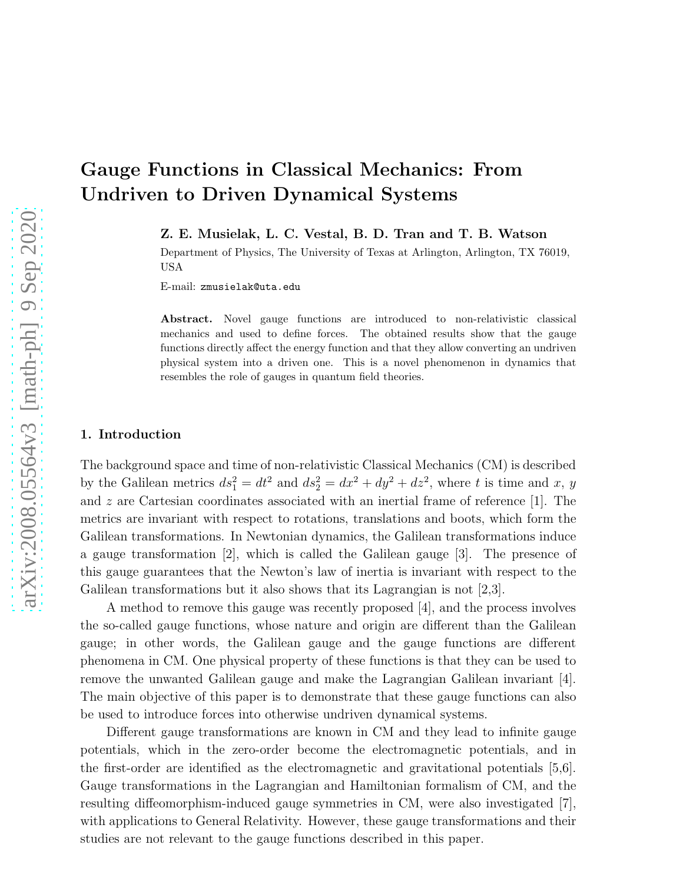# Gauge Functions in Classical Mechanics: From Undriven to Driven Dynamical Systems

**Z. E. Musielak, L. C. Vestal, B. D. Tran and T. B. Watson**

Department of Physics, The University of Texas at Arlington, Arlington, TX 76019, USA

E-mail: zmusielak@uta.edu

**Abstract.** Novel gauge functions are introduced to non-relativistic classical mechanics and used to define forces. The obtained results show that the gauge functions directly affect the energy function and that they allow converting an undriven physical system into a driven one. This is a novel phenomenon in dynamics that resembles the role of gauges in quantum field theories.

## 1. Introduction

The background space and time of non-relativistic Classical Mechanics (CM) is described by the Galilean metrics $ds_1^2 = dt^2$ and $ds_2^2 = dx^2 + dy^2 + dz^2$, where $t$ is time and $x$, $y$ and $z$ are Cartesian coordinates associated with an inertial frame of reference [1]. The metrics are invariant with respect to rotations, translations and boots, which form the Galilean transformations. In Newtonian dynamics, the Galilean transformations induce a gauge transformation [2], which is called the Galilean gauge [3]. The presence of this gauge guarantees that the Newton's law of inertia is invariant with respect to the Galilean transformations but it also shows that its Lagrangian is not [2,3].

A method to remove this gauge was recently proposed [4], and the process involves the so-called gauge functions, whose nature and origin are different than the Galilean gauge; in other words, the Galilean gauge and the gauge functions are different phenomena in CM. One physical property of these functions is that they can be used to remove the unwanted Galilean gauge and make the Lagrangian Galilean invariant [4]. The main objective of this paper is to demonstrate that these gauge functions can also be used to introduce forces into otherwise undriven dynamical systems.

Different gauge transformations are known in CM and they lead to infinite gauge potentials, which in the zero-order become the electromagnetic potentials, and in the first-order are identified as the electromagnetic and gravitational potentials [5,6]. Gauge transformations in the Lagrangian and Hamiltonian formalism of CM, and the resulting diffeomorphism-induced gauge symmetries in CM, were also investigated [7], with applications to General Relativity. However, these gauge transformations and their studies are not relevant to the gauge functions described in this paper.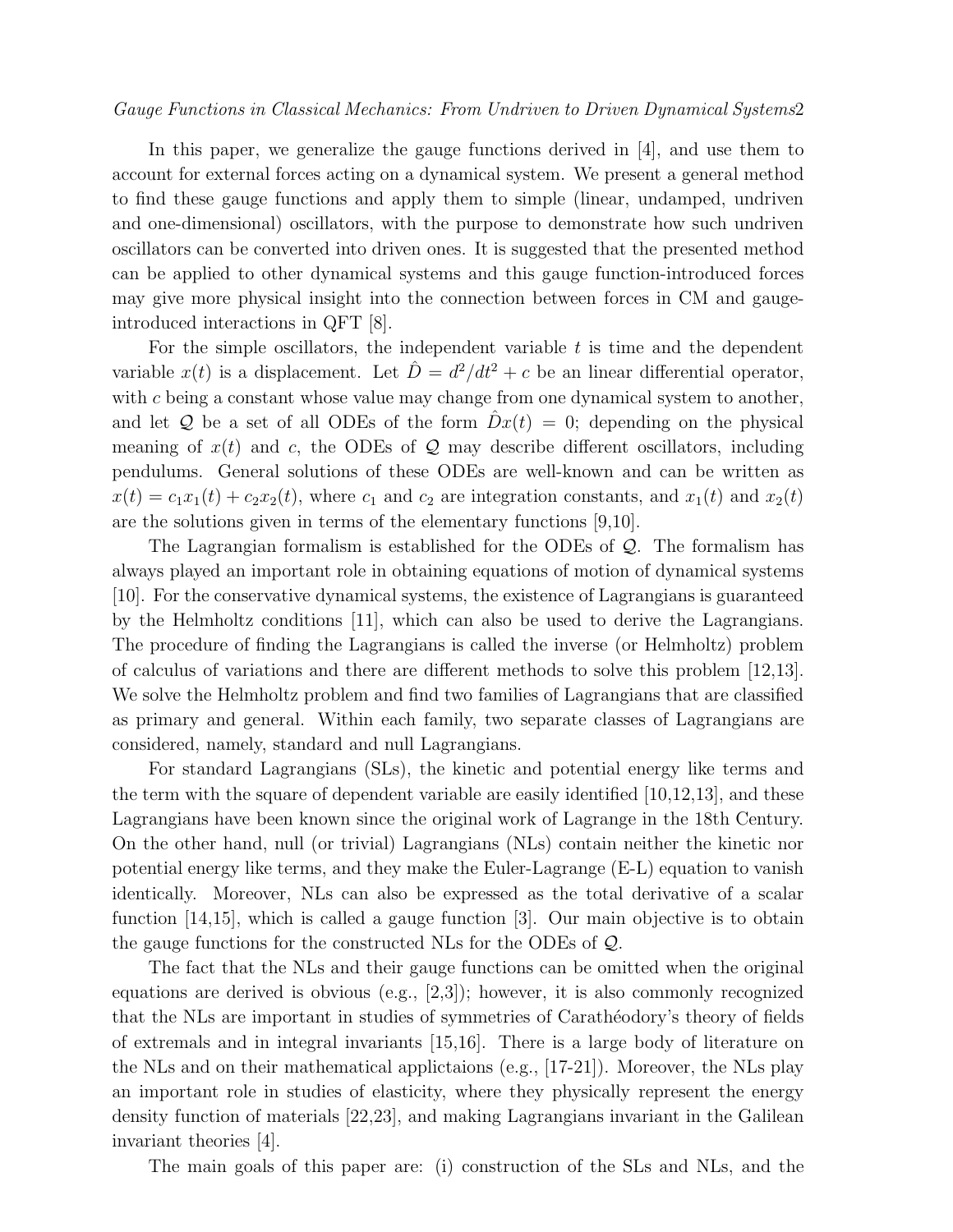In this paper, we generalize the gauge functions derived in [4], and use them to account for external forces acting on a dynamical system. We present a general method to find these gauge functions and apply them to simple (linear, undamped, undriven and one-dimensional) oscillators, with the purpose to demonstrate how such undriven oscillators can be converted into driven ones. It is suggested that the presented method can be applied to other dynamical systems and this gauge function-introduced forces may give more physical insight into the connection between forces in CM and gauge-introduced interactions in QFT [8].

For the simple oscillators, the independent variable $t$ is time and the dependent variable $x(t)$ is a displacement. Let $\hat{D} = d^2/dt^2 + c$ be an linear differential operator, with $c$ being a constant whose value may change from one dynamical system to another, and let $\mathcal{Q}$ be a set of all ODEs of the form $\hat{D}x(t) = 0$; depending on the physical meaning of $x(t)$ and $c$, the ODEs of $\mathcal{Q}$ may describe different oscillators, including pendulums. General solutions of these ODEs are well-known and can be written as $x(t) = c_1 x_1(t) + c_2 x_2(t)$, where $c_1$ and $c_2$ are integration constants, and $x_1(t)$ and $x_2(t)$ are the solutions given in terms of the elementary functions [9,10].

The Lagrangian formalism is established for the ODEs of $\mathcal{Q}$. The formalism has always played an important role in obtaining equations of motion of dynamical systems [10]. For the conservative dynamical systems, the existence of Lagrangians is guaranteed by the Helmholtz conditions [11], which can also be used to derive the Lagrangians. The procedure of finding the Lagrangians is called the inverse (or Helmholtz) problem of calculus of variations and there are different methods to solve this problem [12,13]. We solve the Helmholtz problem and find two families of Lagrangians that are classified as primary and general. Within each family, two separate classes of Lagrangians are considered, namely, standard and null Lagrangians.

For standard Lagrangians (SLs), the kinetic and potential energy like terms and the term with the square of dependent variable are easily identified [10,12,13], and these Lagrangians have been known since the original work of Lagrange in the 18th Century. On the other hand, null (or trivial) Lagrangians (NLs) contain neither the kinetic nor potential energy like terms, and they make the Euler-Lagrange (E-L) equation to vanish identically. Moreover, NLs can also be expressed as the total derivative of a scalar function [14,15], which is called a gauge function [3]. Our main objective is to obtain the gauge functions for the constructed NLs for the ODEs of $\mathcal{Q}$.

The fact that the NLs and their gauge functions can be omitted when the original equations are derived is obvious (e.g., [2,3]); however, it is also commonly recognized that the NLs are important in studies of symmetries of Carathéodory's theory of fields of extremals and in integral invariants [15,16]. There is a large body of literature on the NLs and on their mathematical applictaions (e.g., [17-21]). Moreover, the NLs play an important role in studies of elasticity, where they physically represent the energy density function of materials [22,23], and making Lagrangians invariant in the Galilean invariant theories [4].

The main goals of this paper are: (i) construction of the SLs and NLs, and the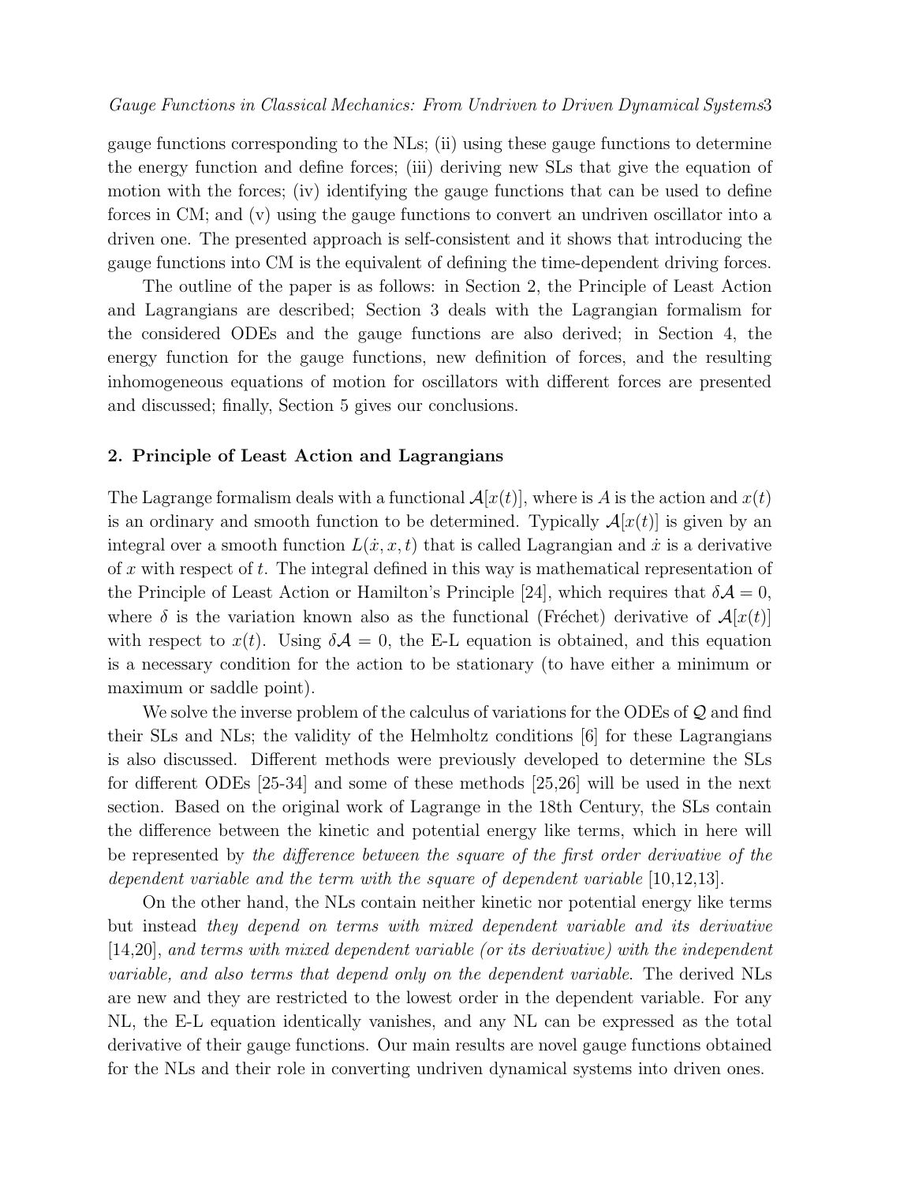gauge functions corresponding to the NLs; (ii) using these gauge functions to determine the energy function and define forces; (iii) deriving new SLs that give the equation of motion with the forces; (iv) identifying the gauge functions that can be used to define forces in CM; and (v) using the gauge functions to convert an undriven oscillator into a driven one. The presented approach is self-consistent and it shows that introducing the gauge functions into CM is the equivalent of defining the time-dependent driving forces.

The outline of the paper is as follows: in Section 2, the Principle of Least Action and Lagrangians are described; Section 3 deals with the Lagrangian formalism for the considered ODEs and the gauge functions are also derived; in Section 4, the energy function for the gauge functions, new definition of forces, and the resulting inhomogeneous equations of motion for oscillators with different forces are presented and discussed; finally, Section 5 gives our conclusions.

## 2. Principle of Least Action and Lagrangians

The Lagrange formalism deals with a functional $\mathcal{A}[x(t)]$, where is $A$ is the action and $x(t)$ is an ordinary and smooth function to be determined. Typically $\mathcal{A}[x(t)]$ is given by an integral over a smooth function $L(\dot{x}, x, t)$ that is called Lagrangian and $\dot{x}$ is a derivative of $x$ with respect of $t$. The integral defined in this way is mathematical representation of the Principle of Least Action or Hamilton's Principle [24], which requires that $\delta\mathcal{A} = 0$, where $\delta$ is the variation known also as the functional (Fréchet) derivative of $\mathcal{A}[x(t)]$ with respect to $x(t)$. Using $\delta\mathcal{A} = 0$, the E-L equation is obtained, and this equation is a necessary condition for the action to be stationary (to have either a minimum or maximum or saddle point).

We solve the inverse problem of the calculus of variations for the ODEs of $\mathcal{Q}$ and find their SLs and NLs; the validity of the Helmholtz conditions [6] for these Lagrangians is also discussed. Different methods were previously developed to determine the SLs for different ODEs [25-34] and some of these methods [25,26] will be used in the next section. Based on the original work of Lagrange in the 18th Century, the SLs contain the difference between the kinetic and potential energy like terms, which in here will be represented by *the difference between the square of the first order derivative of the dependent variable and the term with the square of dependent variable* [10,12,13].

On the other hand, the NLs contain neither kinetic nor potential energy like terms but instead *they depend on terms with mixed dependent variable and its derivative* [14,20], *and terms with mixed dependent variable (or its derivative) with the independent variable, and also terms that depend only on the dependent variable*. The derived NLs are new and they are restricted to the lowest order in the dependent variable. For any NL, the E-L equation identically vanishes, and any NL can be expressed as the total derivative of their gauge functions. Our main results are novel gauge functions obtained for the NLs and their role in converting undriven dynamical systems into driven ones.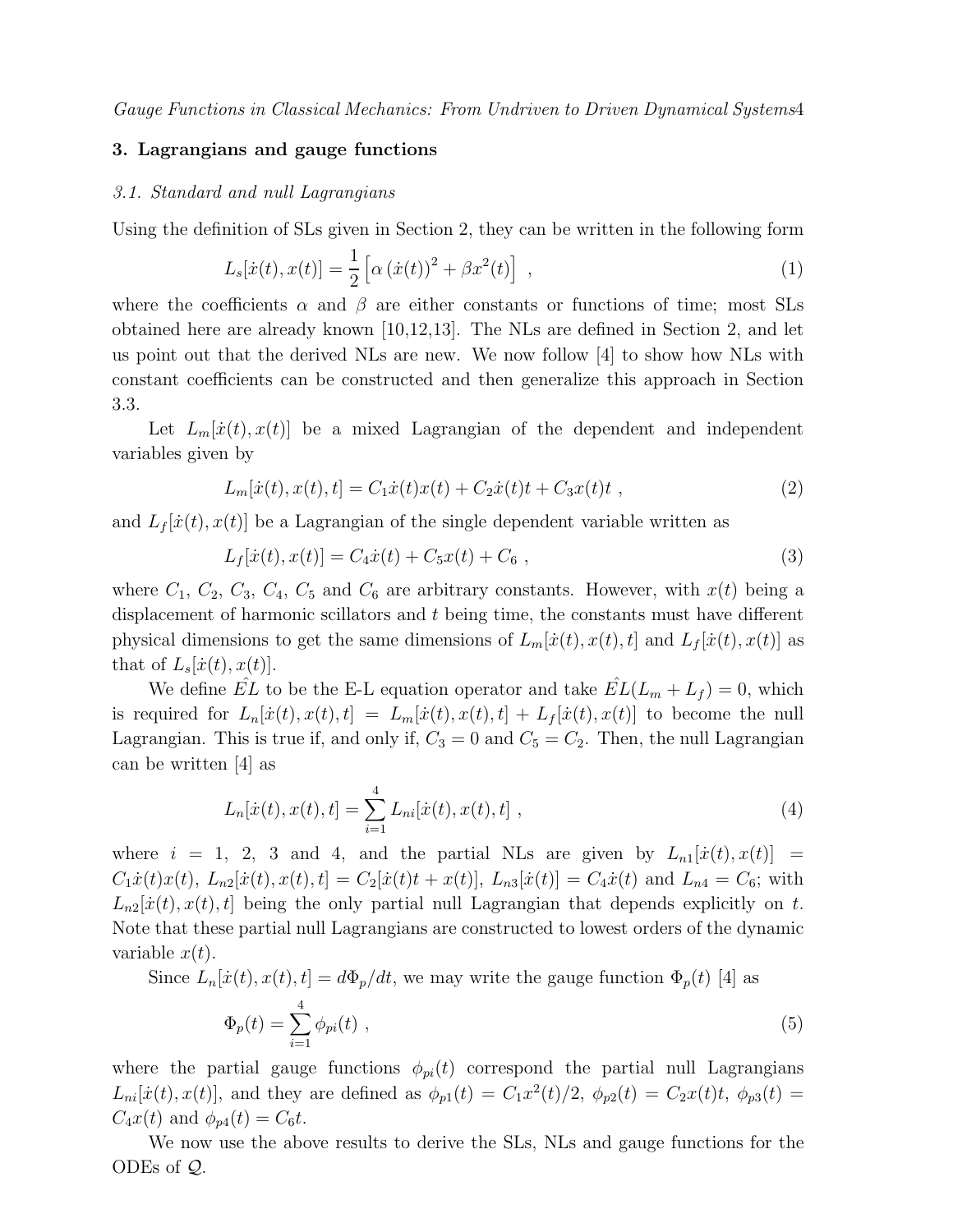## 3. Lagrangians and gauge functions

### 3.1. Standard and null Lagrangians

Using the definition of SLs given in Section 2, they can be written in the following form

$$L_s[\dot{x}(t), x(t)] = \frac{1}{2}\left[\alpha\left(\dot{x}(t)\right)^2 + \beta x^2(t)\right] \ , \tag{1}$$

where the coefficients $\alpha$ and $\beta$ are either constants or functions of time; most SLs obtained here are already known [10,12,13]. The NLs are defined in Section 2, and let us point out that the derived NLs are new. We now follow [4] to show how NLs with constant coefficients can be constructed and then generalize this approach in Section 3.3.

Let $L_m[\dot{x}(t), x(t)]$ be a mixed Lagrangian of the dependent and independent variables given by

$$L_m[\dot{x}(t), x(t), t] = C_1\dot{x}(t)x(t) + C_2\dot{x}(t)t + C_3 x(t)t \ , \tag{2}$$

and $L_f[\dot{x}(t), x(t)]$ be a Lagrangian of the single dependent variable written as

$$L_f[\dot{x}(t), x(t)] = C_4\dot{x}(t) + C_5 x(t) + C_6 \ , \tag{3}$$

where $C_1$, $C_2$, $C_3$, $C_4$, $C_5$ and $C_6$ are arbitrary constants. However, with $x(t)$ being a displacement of harmonic scillators and $t$ being time, the constants must have different physical dimensions to get the same dimensions of $L_m[\dot{x}(t), x(t), t]$ and $L_f[\dot{x}(t), x(t)]$ as that of $L_s[\dot{x}(t), x(t)]$.

We define $\hat{EL}$ to be the E-L equation operator and take $\hat{EL}(L_m + L_f) = 0$, which is required for $L_n[\dot{x}(t), x(t), t] = L_m[\dot{x}(t), x(t), t] + L_f[\dot{x}(t), x(t)]$ to become the null Lagrangian. This is true if, and only if, $C_3 = 0$ and $C_5 = C_2$. Then, the null Lagrangian can be written [4] as

$$L_n[\dot{x}(t), x(t), t] = \sum_{i=1}^{4} L_{ni}[\dot{x}(t), x(t), t] \ , \tag{4}$$

where $i = 1$, 2, 3 and 4, and the partial NLs are given by $L_{n1}[\dot{x}(t), x(t)] = C_1\dot{x}(t)x(t)$, $L_{n2}[\dot{x}(t), x(t), t] = C_2[\dot{x}(t)t + x(t)]$, $L_{n3}[\dot{x}(t)] = C_4\dot{x}(t)$ and $L_{n4} = C_6$; with $L_{n2}[\dot{x}(t), x(t), t]$ being the only partial null Lagrangian that depends explicitly on $t$. Note that these partial null Lagrangians are constructed to lowest orders of the dynamic variable $x(t)$.

Since $L_n[\dot{x}(t), x(t), t] = d\Phi_p/dt$, we may write the gauge function $\Phi_p(t)$ [4] as

$$\Phi_p(t) = \sum_{i=1}^{4} \phi_{pi}(t) \ , \tag{5}$$

where the partial gauge functions $\phi_{pi}(t)$ correspond the partial null Lagrangians $L_{ni}[\dot{x}(t), x(t)]$, and they are defined as $\phi_{p1}(t) = C_1 x^2(t)/2$, $\phi_{p2}(t) = C_2 x(t)t$, $\phi_{p3}(t) = C_4 x(t)$ and $\phi_{p4}(t) = C_6 t$.

We now use the above results to derive the SLs, NLs and gauge functions for the ODEs of $\mathcal{Q}$.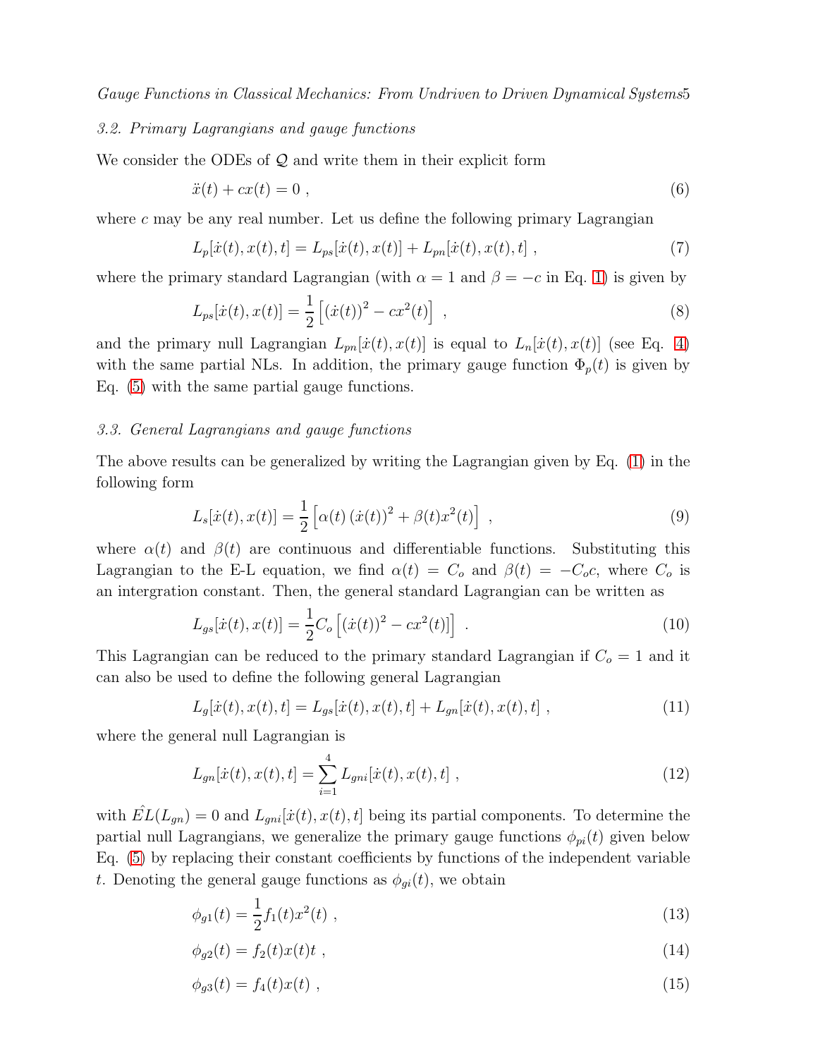### 3.2. Primary Lagrangians and gauge functions

We consider the ODEs of $\mathcal{Q}$ and write them in their explicit form

$$\ddot{x}(t) + cx(t) = 0 \ , \tag{6}$$

where $c$ may be any real number. Let us define the following primary Lagrangian

$$L_p[\dot{x}(t), x(t), t] = L_{ps}[\dot{x}(t), x(t)] + L_{pn}[\dot{x}(t), x(t), t] \ , \tag{7}$$

where the primary standard Lagrangian (with $\alpha = 1$ and $\beta = -c$ in Eq. 1) is given by

$$L_{ps}[\dot{x}(t), x(t)] = \frac{1}{2}\left[(\dot{x}(t))^2 - cx^2(t)\right] \ , \tag{8}$$

and the primary null Lagrangian $L_{pn}[\dot{x}(t), x(t)]$ is equal to $L_n[\dot{x}(t), x(t)]$ (see Eq. 4) with the same partial NLs. In addition, the primary gauge function $\Phi_p(t)$ is given by Eq. (5) with the same partial gauge functions.

### 3.3. General Lagrangians and gauge functions

The above results can be generalized by writing the Lagrangian given by Eq. (1) in the following form

$$L_s[\dot{x}(t), x(t)] = \frac{1}{2}\left[\alpha(t)\,(\dot{x}(t))^2 + \beta(t)x^2(t)\right] \ , \tag{9}$$

where $\alpha(t)$ and $\beta(t)$ are continuous and differentiable functions. Substituting this Lagrangian to the E-L equation, we find $\alpha(t) = C_o$ and $\beta(t) = -C_o c$, where $C_o$ is an intergration constant. Then, the general standard Lagrangian can be written as

$$L_{gs}[\dot{x}(t), x(t)] = \frac{1}{2}C_o\left[(\dot{x}(t))^2 - cx^2(t)\right] \ . \tag{10}$$

This Lagrangian can be reduced to the primary standard Lagrangian if $C_o = 1$ and it can also be used to define the following general Lagrangian

$$L_g[\dot{x}(t), x(t), t] = L_{gs}[\dot{x}(t), x(t), t] + L_{gn}[\dot{x}(t), x(t), t] \ , \tag{11}$$

where the general null Lagrangian is

$$L_{gn}[\dot{x}(t), x(t), t] = \sum_{i=1}^{4} L_{gni}[\dot{x}(t), x(t), t] \ , \tag{12}$$

with $\hat{EL}(L_{gn}) = 0$ and $L_{gni}[\dot{x}(t), x(t), t]$ being its partial components. To determine the partial null Lagrangians, we generalize the primary gauge functions $\phi_{pi}(t)$ given below Eq. (5) by replacing their constant coefficients by functions of the independent variable $t$. Denoting the general gauge functions as $\phi_{gi}(t)$, we obtain

$$\phi_{g1}(t) = \frac{1}{2}f_1(t)x^2(t) \ , \tag{13}$$

$$\phi_{g2}(t) = f_2(t)x(t)t \ , \tag{14}$$

$$\phi_{g3}(t) = f_4(t)x(t) \ , \tag{15}$$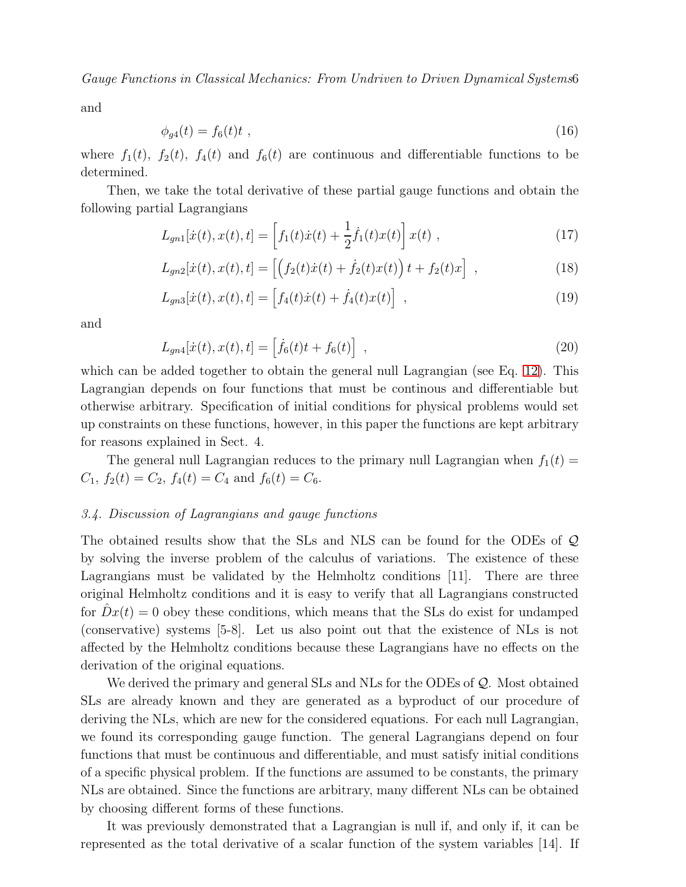and

$$\phi_{g4}(t) = f_6(t)t \ , \tag{16}$$

where $f_1(t)$, $f_2(t)$, $f_4(t)$ and $f_6(t)$ are continuous and differentiable functions to be determined.

Then, we take the total derivative of these partial gauge functions and obtain the following partial Lagrangians

$$L_{gn1}[\dot{x}(t), x(t), t] = \left[ f_1(t)\dot{x}(t) + \frac{1}{2}\dot{f}_1(t)x(t) \right] x(t) \ , \tag{17}$$

$$L_{gn2}[\dot{x}(t), x(t), t] = \left[ \left( f_2(t)\dot{x}(t) + \dot{f}_2(t)x(t) \right) t + f_2(t)x \right] \ , \tag{18}$$

$$L_{gn3}[\dot{x}(t), x(t), t] = \left[ f_4(t)\dot{x}(t) + \dot{f}_4(t)x(t) \right] \ , \tag{19}$$

and

$$L_{gn4}[\dot{x}(t), x(t), t] = \left[ \dot{f}_6(t)t + f_6(t) \right] \ , \tag{20}$$

which can be added together to obtain the general null Lagrangian (see Eq. 12). This Lagrangian depends on four functions that must be continous and differentiable but otherwise arbitrary. Specification of initial conditions for physical problems would set up constraints on these functions, however, in this paper the functions are kept arbitrary for reasons explained in Sect. 4.

The general null Lagrangian reduces to the primary null Lagrangian when $f_1(t) = C_1$, $f_2(t) = C_2$, $f_4(t) = C_4$ and $f_6(t) = C_6$.

### *3.4. Discussion of Lagrangians and gauge functions*

The obtained results show that the SLs and NLS can be found for the ODEs of $\mathcal{Q}$ by solving the inverse problem of the calculus of variations. The existence of these Lagrangians must be validated by the Helmholtz conditions [11]. There are three original Helmholtz conditions and it is easy to verify that all Lagrangians constructed for $\hat{D}x(t) = 0$ obey these conditions, which means that the SLs do exist for undamped (conservative) systems [5-8]. Let us also point out that the existence of NLs is not affected by the Helmholtz conditions because these Lagrangians have no effects on the derivation of the original equations.

We derived the primary and general SLs and NLs for the ODEs of $\mathcal{Q}$. Most obtained SLs are already known and they are generated as a byproduct of our procedure of deriving the NLs, which are new for the considered equations. For each null Lagrangian, we found its corresponding gauge function. The general Lagrangians depend on four functions that must be continuous and differentiable, and must satisfy initial conditions of a specific physical problem. If the functions are assumed to be constants, the primary NLs are obtained. Since the functions are arbitrary, many different NLs can be obtained by choosing different forms of these functions.

It was previously demonstrated that a Lagrangian is null if, and only if, it can be represented as the total derivative of a scalar function of the system variables [14]. If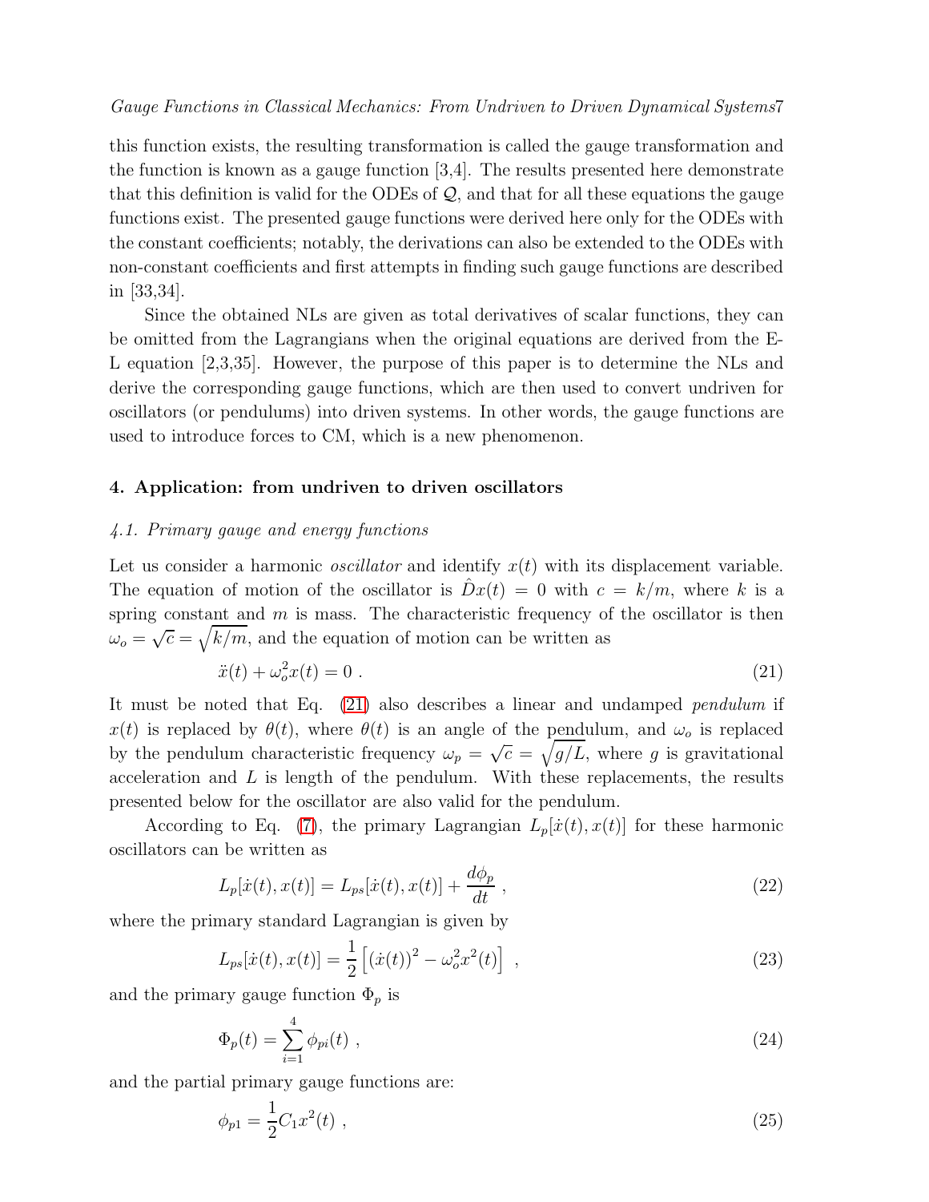this function exists, the resulting transformation is called the gauge transformation and the function is known as a gauge function [3,4]. The results presented here demonstrate that this definition is valid for the ODEs of $\mathcal{Q}$, and that for all these equations the gauge functions exist. The presented gauge functions were derived here only for the ODEs with the constant coefficients; notably, the derivations can also be extended to the ODEs with non-constant coefficients and first attempts in finding such gauge functions are described in [33,34].

Since the obtained NLs are given as total derivatives of scalar functions, they can be omitted from the Lagrangians when the original equations are derived from the E-L equation [2,3,35]. However, the purpose of this paper is to determine the NLs and derive the corresponding gauge functions, which are then used to convert undriven for oscillators (or pendulums) into driven systems. In other words, the gauge functions are used to introduce forces to CM, which is a new phenomenon.

## 4. Application: from undriven to driven oscillators

### *4.1. Primary gauge and energy functions*

Let us consider a harmonic *oscillator* and identify $x(t)$ with its displacement variable. The equation of motion of the oscillator is $\hat{D}x(t) = 0$ with $c = k/m$, where $k$ is a spring constant and $m$ is mass. The characteristic frequency of the oscillator is then $\omega_o = \sqrt{c} = \sqrt{k/m}$, and the equation of motion can be written as

$$\ddot{x}(t) + \omega_o^2 x(t) = 0 \ . \tag{21}$$

It must be noted that Eq. (21) also describes a linear and undamped *pendulum* if $x(t)$ is replaced by $\theta(t)$, where $\theta(t)$ is an angle of the pendulum, and $\omega_o$ is replaced by the pendulum characteristic frequency $\omega_p = \sqrt{c} = \sqrt{g/L}$, where $g$ is gravitational acceleration and $L$ is length of the pendulum. With these replacements, the results presented below for the oscillator are also valid for the pendulum.

According to Eq. (7), the primary Lagrangian $L_p[\dot{x}(t), x(t)]$ for these harmonic oscillators can be written as

$$L_p[\dot{x}(t), x(t)] = L_{ps}[\dot{x}(t), x(t)] + \frac{d\phi_p}{dt} \ , \tag{22}$$

where the primary standard Lagrangian is given by

$$L_{ps}[\dot{x}(t), x(t)] = \frac{1}{2}\left[(\dot{x}(t))^2 - \omega_o^2 x^2(t)\right] \ , \tag{23}$$

and the primary gauge function $\Phi_p$ is

$$\Phi_p(t) = \sum_{i=1}^{4} \phi_{pi}(t) \ , \tag{24}$$

and the partial primary gauge functions are:

$$\phi_{p1} = \frac{1}{2} C_1 x^2(t) \ , \tag{25}$$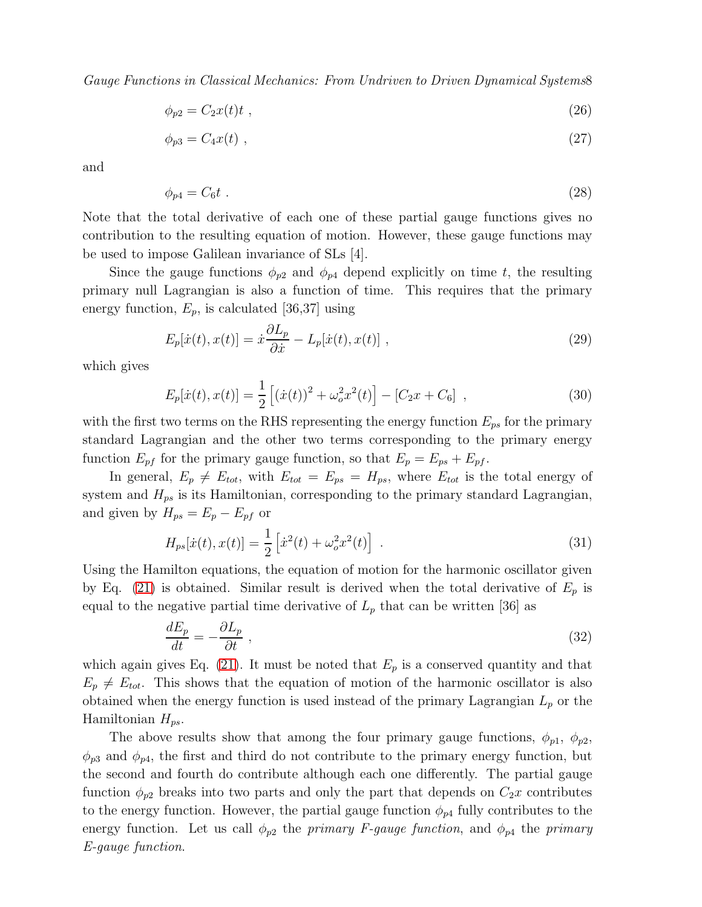$$\phi_{p2} = C_2 x(t) t \ , \tag{26}$$

$$\phi_{p3} = C_4 x(t) \ , \tag{27}$$

and

$$\phi_{p4} = C_6 t \ . \tag{28}$$

Note that the total derivative of each one of these partial gauge functions gives no contribution to the resulting equation of motion. However, these gauge functions may be used to impose Galilean invariance of SLs [4].

Since the gauge functions $\phi_{p2}$ and $\phi_{p4}$ depend explicitly on time $t$, the resulting primary null Lagrangian is also a function of time. This requires that the primary energy function, $E_p$, is calculated [36,37] using

$$E_p[\dot{x}(t), x(t)] = \dot{x} \frac{\partial L_p}{\partial \dot{x}} - L_p[\dot{x}(t), x(t)] \ , \tag{29}$$

which gives

$$E_p[\dot{x}(t), x(t)] = \frac{1}{2} \left[ (\dot{x}(t))^2 + \omega_o^2 x^2(t) \right] - [C_2 x + C_6] \ , \tag{30}$$

with the first two terms on the RHS representing the energy function $E_{ps}$ for the primary standard Lagrangian and the other two terms corresponding to the primary energy function $E_{pf}$ for the primary gauge function, so that $E_p = E_{ps} + E_{pf}$.

In general, $E_p \neq E_{tot}$, with $E_{tot} = E_{ps} = H_{ps}$, where $E_{tot}$ is the total energy of system and $H_{ps}$ is its Hamiltonian, corresponding to the primary standard Lagrangian, and given by $H_{ps} = E_p - E_{pf}$ or

$$H_{ps}[\dot{x}(t), x(t)] = \frac{1}{2} \left[ \dot{x}^2(t) + \omega_o^2 x^2(t) \right] \ . \tag{31}$$

Using the Hamilton equations, the equation of motion for the harmonic oscillator given by Eq. (21) is obtained. Similar result is derived when the total derivative of $E_p$ is equal to the negative partial time derivative of $L_p$ that can be written [36] as

$$\frac{dE_p}{dt} = - \frac{\partial L_p}{\partial t} \ , \tag{32}$$

which again gives Eq. (21). It must be noted that $E_p$ is a conserved quantity and that $E_p \neq E_{tot}$. This shows that the equation of motion of the harmonic oscillator is also obtained when the energy function is used instead of the primary Lagrangian $L_p$ or the Hamiltonian $H_{ps}$.

The above results show that among the four primary gauge functions, $\phi_{p1}$, $\phi_{p2}$, $\phi_{p3}$ and $\phi_{p4}$, the first and third do not contribute to the primary energy function, but the second and fourth do contribute although each one differently. The partial gauge function $\phi_{p2}$ breaks into two parts and only the part that depends on $C_2 x$ contributes to the energy function. However, the partial gauge function $\phi_{p4}$ fully contributes to the energy function. Let us call $\phi_{p2}$ the *primary F-gauge function*, and $\phi_{p4}$ the *primary E-gauge function*.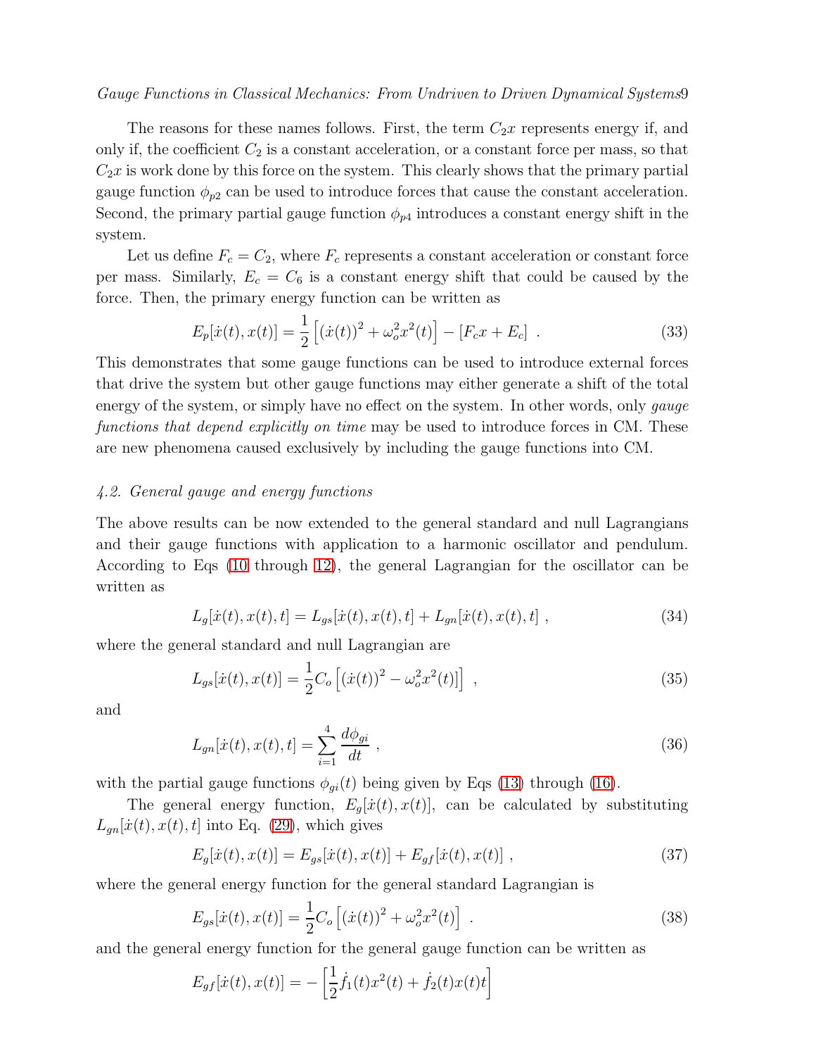The reasons for these names follows. First, the term $C_2 x$ represents energy if, and only if, the coefficient $C_2$ is a constant acceleration, or a constant force per mass, so that $C_2 x$ is work done by this force on the system. This clearly shows that the primary partial gauge function $\phi_{p2}$ can be used to introduce forces that cause the constant acceleration. Second, the primary partial gauge function $\phi_{p4}$ introduces a constant energy shift in the system.

Let us define $F_c = C_2$, where $F_c$ represents a constant acceleration or constant force per mass. Similarly, $E_c = C_6$ is a constant energy shift that could be caused by the force. Then, the primary energy function can be written as

$$E_p[\dot{x}(t), x(t)] = \frac{1}{2}\left[(\dot{x}(t))^2 + \omega_o^2 x^2(t)\right] - [F_c x + E_c] \ . \tag{33}$$

This demonstrates that some gauge functions can be used to introduce external forces that drive the system but other gauge functions may either generate a shift of the total energy of the system, or simply have no effect on the system. In other words, only *gauge functions that depend explicitly on time* may be used to introduce forces in CM. These are new phenomena caused exclusively by including the gauge functions into CM.

### 4.2. General gauge and energy functions

The above results can be now extended to the general standard and null Lagrangians and their gauge functions with application to a harmonic oscillator and pendulum. According to Eqs (10 through 12), the general Lagrangian for the oscillator can be written as

$$L_g[\dot{x}(t), x(t), t] = L_{gs}[\dot{x}(t), x(t), t] + L_{gn}[\dot{x}(t), x(t), t] \ , \tag{34}$$

where the general standard and null Lagrangian are

$$L_{gs}[\dot{x}(t), x(t)] = \frac{1}{2} C_o \left[(\dot{x}(t))^2 - \omega_o^2 x^2(t)\right] \ , \tag{35}$$

and

$$L_{gn}[\dot{x}(t), x(t), t] = \sum_{i=1}^{4} \frac{d\phi_{gi}}{dt} \ , \tag{36}$$

with the partial gauge functions $\phi_{gi}(t)$ being given by Eqs (13) through (16).

The general energy function, $E_g[\dot{x}(t), x(t)]$, can be calculated by substituting $L_{gn}[\dot{x}(t), x(t), t]$ into Eq. (29), which gives

$$E_g[\dot{x}(t), x(t)] = E_{gs}[\dot{x}(t), x(t)] + E_{gf}[\dot{x}(t), x(t)] \ , \tag{37}$$

where the general energy function for the general standard Lagrangian is

$$E_{gs}[\dot{x}(t), x(t)] = \frac{1}{2} C_o \left[(\dot{x}(t))^2 + \omega_o^2 x^2(t)\right] \ . \tag{38}$$

and the general energy function for the general gauge function can be written as

$$E_{gf}[\dot{x}(t), x(t)] = -\left[\frac{1}{2}\dot{f}_1(t) x^2(t) + \dot{f}_2(t) x(t) t\right]$$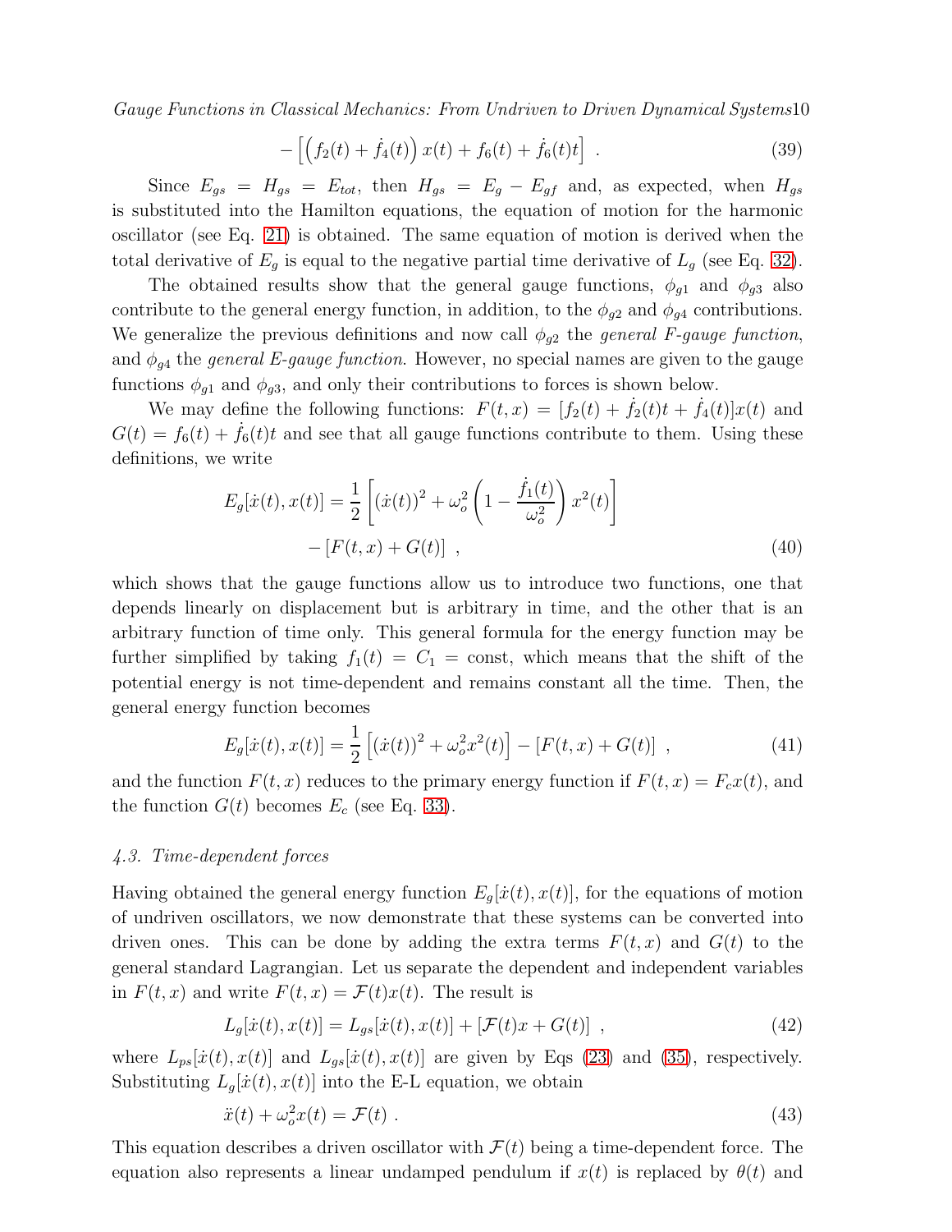$$- \left[ \left( f_2(t) + \dot{f}_4(t) \right) x(t) + f_6(t) + \dot{f}_6(t) t \right] \ . \tag{39}$$

Since $E_{gs} = H_{gs} = E_{tot}$, then $H_{gs} = E_g - E_{gf}$ and, as expected, when $H_{gs}$ is substituted into the Hamilton equations, the equation of motion for the harmonic oscillator (see Eq. 21) is obtained. The same equation of motion is derived when the total derivative of $E_g$ is equal to the negative partial time derivative of $L_g$ (see Eq. 32).

The obtained results show that the general gauge functions, $\phi_{g1}$ and $\phi_{g3}$ also contribute to the general energy function, in addition, to the $\phi_{g2}$ and $\phi_{g4}$ contributions. We generalize the previous definitions and now call $\phi_{g2}$ the *general F-gauge function*, and $\phi_{g4}$ the *general E-gauge function*. However, no special names are given to the gauge functions $\phi_{g1}$ and $\phi_{g3}$, and only their contributions to forces is shown below.

We may define the following functions: $F(t,x) = [f_2(t) + \dot{f}_2(t)t + \dot{f}_4(t)]x(t)$ and $G(t) = f_6(t) + \dot{f}_6(t)t$ and see that all gauge functions contribute to them. Using these definitions, we write

$$E_g[\dot{x}(t), x(t)] = \frac{1}{2} \left[ (\dot{x}(t))^2 + \omega_o^2 \left( 1 - \frac{\dot{f}_1(t)}{\omega_o^2} \right) x^2(t) \right] - [F(t,x) + G(t)] \ , \tag{40}$$

which shows that the gauge functions allow us to introduce two functions, one that depends linearly on displacement but is arbitrary in time, and the other that is an arbitrary function of time only. This general formula for the energy function may be further simplified by taking $f_1(t) = C_1 = $ const, which means that the shift of the potential energy is not time-dependent and remains constant all the time. Then, the general energy function becomes

$$E_g[\dot{x}(t), x(t)] = \frac{1}{2} \left[ (\dot{x}(t))^2 + \omega_o^2 x^2(t) \right] - [F(t,x) + G(t)] \ , \tag{41}$$

and the function $F(t,x)$ reduces to the primary energy function if $F(t,x) = F_c x(t)$, and the function $G(t)$ becomes $E_c$ (see Eq. 33).

### 4.3. Time-dependent forces

Having obtained the general energy function $E_g[\dot{x}(t), x(t)]$, for the equations of motion of undriven oscillators, we now demonstrate that these systems can be converted into driven ones. This can be done by adding the extra terms $F(t,x)$ and $G(t)$ to the general standard Lagrangian. Let us separate the dependent and independent variables in $F(t,x)$ and write $F(t,x) = \mathcal{F}(t)x(t)$. The result is

$$L_g[\dot{x}(t), x(t)] = L_{gs}[\dot{x}(t), x(t)] + [\mathcal{F}(t)x + G(t)] \ , \tag{42}$$

where $L_{ps}[\dot{x}(t), x(t)]$ and $L_{gs}[\dot{x}(t), x(t)]$ are given by Eqs (23) and (35), respectively. Substituting $L_g[\dot{x}(t), x(t)]$ into the E-L equation, we obtain

$$\ddot{x}(t) + \omega_o^2 x(t) = \mathcal{F}(t) \ . \tag{43}$$

This equation describes a driven oscillator with $\mathcal{F}(t)$ being a time-dependent force. The equation also represents a linear undamped pendulum if $x(t)$ is replaced by $\theta(t)$ and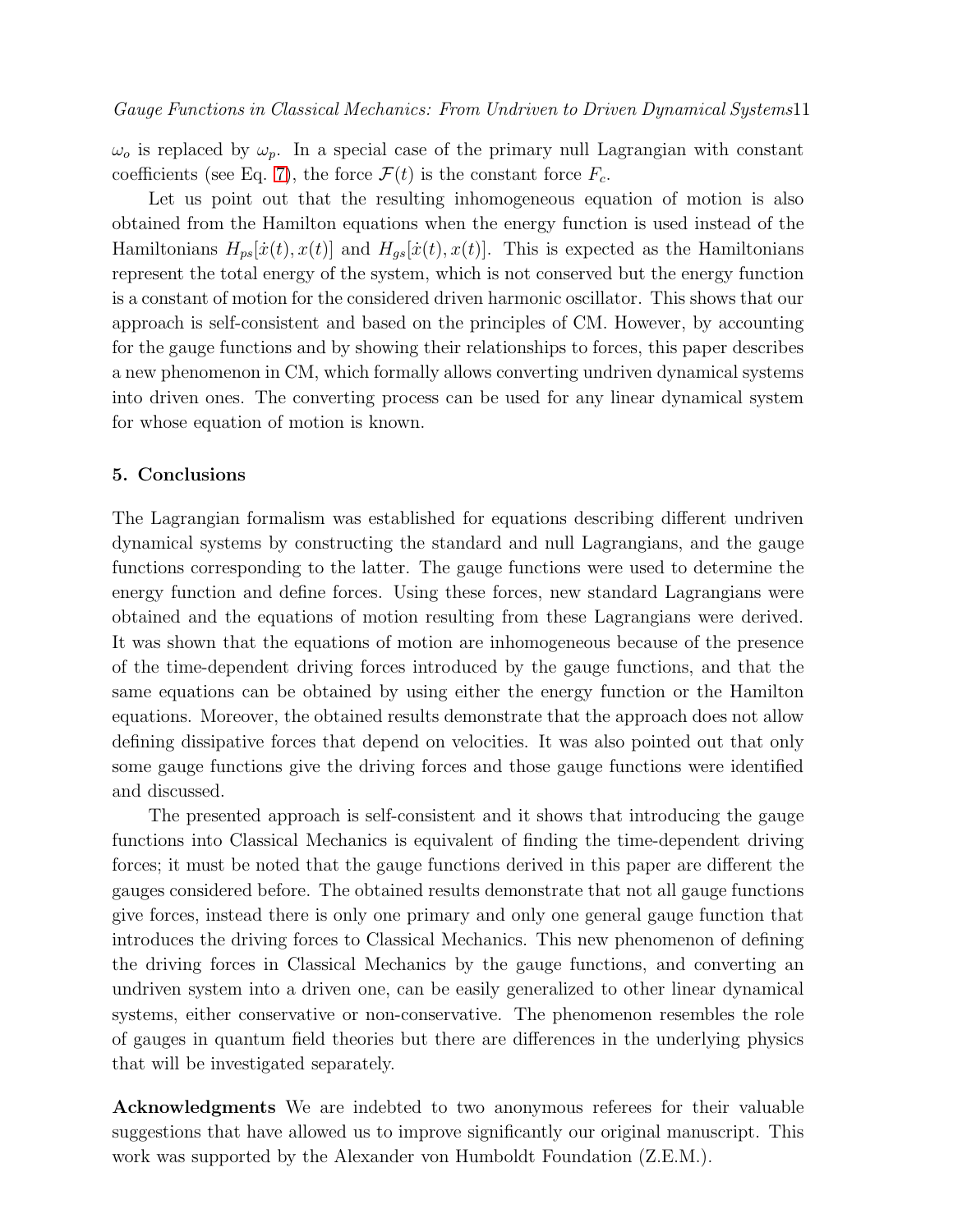$\omega_o$ is replaced by $\omega_p$. In a special case of the primary null Lagrangian with constant coefficients (see Eq. 7), the force $\mathcal{F}(t)$ is the constant force $F_c$.

Let us point out that the resulting inhomogeneous equation of motion is also obtained from the Hamilton equations when the energy function is used instead of the Hamiltonians $H_{ps}[\dot{x}(t), x(t)]$ and $H_{gs}[\dot{x}(t), x(t)]$. This is expected as the Hamiltonians represent the total energy of the system, which is not conserved but the energy function is a constant of motion for the considered driven harmonic oscillator. This shows that our approach is self-consistent and based on the principles of CM. However, by accounting for the gauge functions and by showing their relationships to forces, this paper describes a new phenomenon in CM, which formally allows converting undriven dynamical systems into driven ones. The converting process can be used for any linear dynamical system for whose equation of motion is known.

## 5. Conclusions

The Lagrangian formalism was established for equations describing different undriven dynamical systems by constructing the standard and null Lagrangians, and the gauge functions corresponding to the latter. The gauge functions were used to determine the energy function and define forces. Using these forces, new standard Lagrangians were obtained and the equations of motion resulting from these Lagrangians were derived. It was shown that the equations of motion are inhomogeneous because of the presence of the time-dependent driving forces introduced by the gauge functions, and that the same equations can be obtained by using either the energy function or the Hamilton equations. Moreover, the obtained results demonstrate that the approach does not allow defining dissipative forces that depend on velocities. It was also pointed out that only some gauge functions give the driving forces and those gauge functions were identified and discussed.

The presented approach is self-consistent and it shows that introducing the gauge functions into Classical Mechanics is equivalent of finding the time-dependent driving forces; it must be noted that the gauge functions derived in this paper are different the gauges considered before. The obtained results demonstrate that not all gauge functions give forces, instead there is only one primary and only one general gauge function that introduces the driving forces to Classical Mechanics. This new phenomenon of defining the driving forces in Classical Mechanics by the gauge functions, and converting an undriven system into a driven one, can be easily generalized to other linear dynamical systems, either conservative or non-conservative. The phenomenon resembles the role of gauges in quantum field theories but there are differences in the underlying physics that will be investigated separately.

**Acknowledgments** We are indebted to two anonymous referees for their valuable suggestions that have allowed us to improve significantly our original manuscript. This work was supported by the Alexander von Humboldt Foundation (Z.E.M.).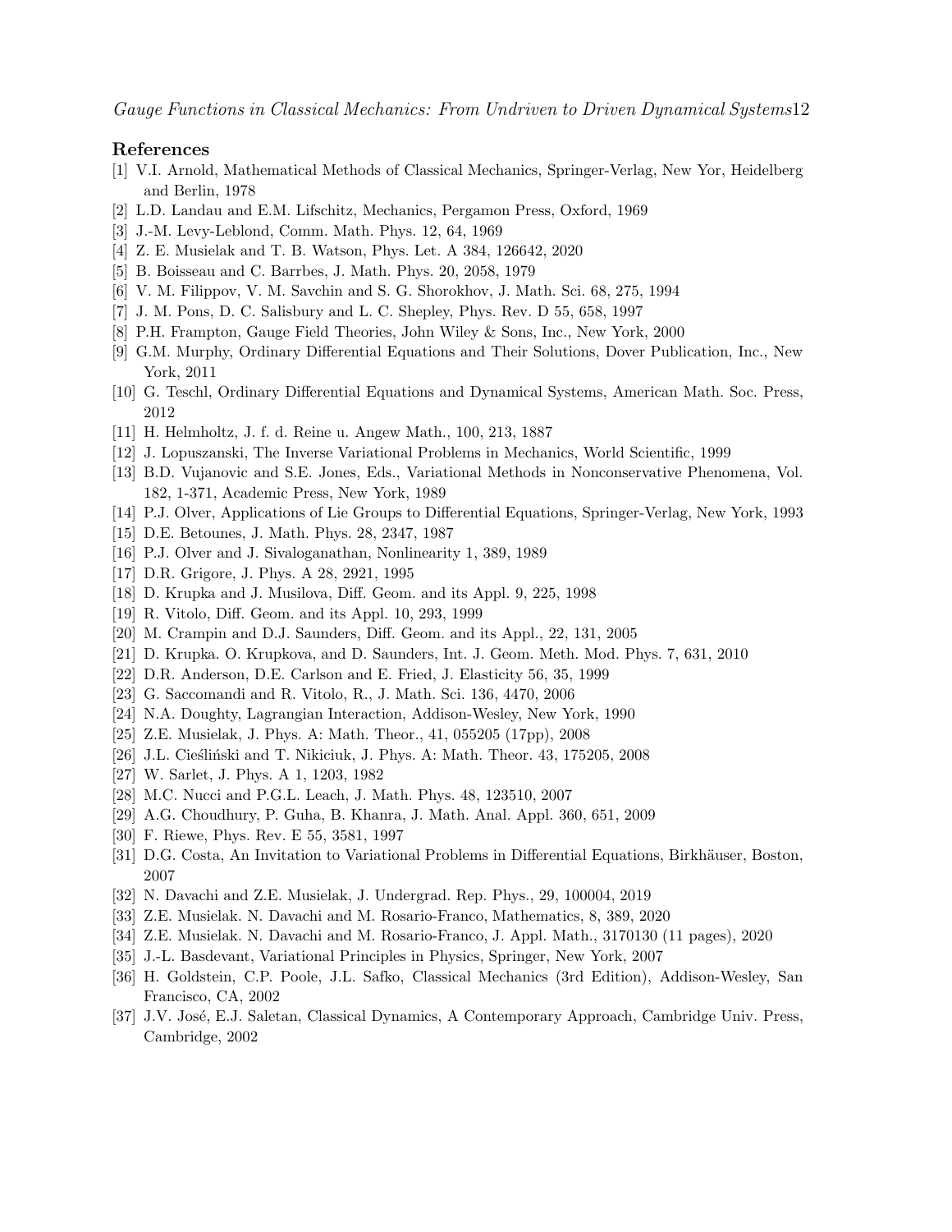## References

[1] V.I. Arnold, Mathematical Methods of Classical Mechanics, Springer-Verlag, New Yor, Heidelberg and Berlin, 1978

[2] L.D. Landau and E.M. Lifschitz, Mechanics, Pergamon Press, Oxford, 1969

[3] J.-M. Levy-Leblond, Comm. Math. Phys. 12, 64, 1969

[4] Z. E. Musielak and T. B. Watson, Phys. Let. A 384, 126642, 2020

[5] B. Boisseau and C. Barrbes, J. Math. Phys. 20, 2058, 1979

[6] V. M. Filippov, V. M. Savchin and S. G. Shorokhov, J. Math. Sci. 68, 275, 1994

[7] J. M. Pons, D. C. Salisbury and L. C. Shepley, Phys. Rev. D 55, 658, 1997

[8] P.H. Frampton, Gauge Field Theories, John Wiley & Sons, Inc., New York, 2000

[9] G.M. Murphy, Ordinary Differential Equations and Their Solutions, Dover Publication, Inc., New York, 2011

[10] G. Teschl, Ordinary Differential Equations and Dynamical Systems, American Math. Soc. Press, 2012

[11] H. Helmholtz, J. f. d. Reine u. Angew Math., 100, 213, 1887

[12] J. Lopuszanski, The Inverse Variational Problems in Mechanics, World Scientific, 1999

[13] B.D. Vujanovic and S.E. Jones, Eds., Variational Methods in Nonconservative Phenomena, Vol. 182, 1-371, Academic Press, New York, 1989

[14] P.J. Olver, Applications of Lie Groups to Differential Equations, Springer-Verlag, New York, 1993

[15] D.E. Betounes, J. Math. Phys. 28, 2347, 1987

[16] P.J. Olver and J. Sivaloganathan, Nonlinearity 1, 389, 1989

[17] D.R. Grigore, J. Phys. A 28, 2921, 1995

[18] D. Krupka and J. Musilova, Diff. Geom. and its Appl. 9, 225, 1998

[19] R. Vitolo, Diff. Geom. and its Appl. 10, 293, 1999

[20] M. Crampin and D.J. Saunders, Diff. Geom. and its Appl., 22, 131, 2005

[21] D. Krupka. O. Krupkova, and D. Saunders, Int. J. Geom. Meth. Mod. Phys. 7, 631, 2010

[22] D.R. Anderson, D.E. Carlson and E. Fried, J. Elasticity 56, 35, 1999

[23] G. Saccomandi and R. Vitolo, R., J. Math. Sci. 136, 4470, 2006

[24] N.A. Doughty, Lagrangian Interaction, Addison-Wesley, New York, 1990

[25] Z.E. Musielak, J. Phys. A: Math. Theor., 41, 055205 (17pp), 2008

[26] J.L. Cieśliński and T. Nikiciuk, J. Phys. A: Math. Theor. 43, 175205, 2008

[27] W. Sarlet, J. Phys. A 1, 1203, 1982

[28] M.C. Nucci and P.G.L. Leach, J. Math. Phys. 48, 123510, 2007

[29] A.G. Choudhury, P. Guha, B. Khanra, J. Math. Anal. Appl. 360, 651, 2009

[30] F. Riewe, Phys. Rev. E 55, 3581, 1997

[31] D.G. Costa, An Invitation to Variational Problems in Differential Equations, Birkhäuser, Boston, 2007

[32] N. Davachi and Z.E. Musielak, J. Undergrad. Rep. Phys., 29, 100004, 2019

[33] Z.E. Musielak. N. Davachi and M. Rosario-Franco, Mathematics, 8, 389, 2020

[34] Z.E. Musielak. N. Davachi and M. Rosario-Franco, J. Appl. Math., 3170130 (11 pages), 2020

[35] J.-L. Basdevant, Variational Principles in Physics, Springer, New York, 2007

[36] H. Goldstein, C.P. Poole, J.L. Safko, Classical Mechanics (3rd Edition), Addison-Wesley, San Francisco, CA, 2002

[37] J.V. José, E.J. Saletan, Classical Dynamics, A Contemporary Approach, Cambridge Univ. Press, Cambridge, 2002